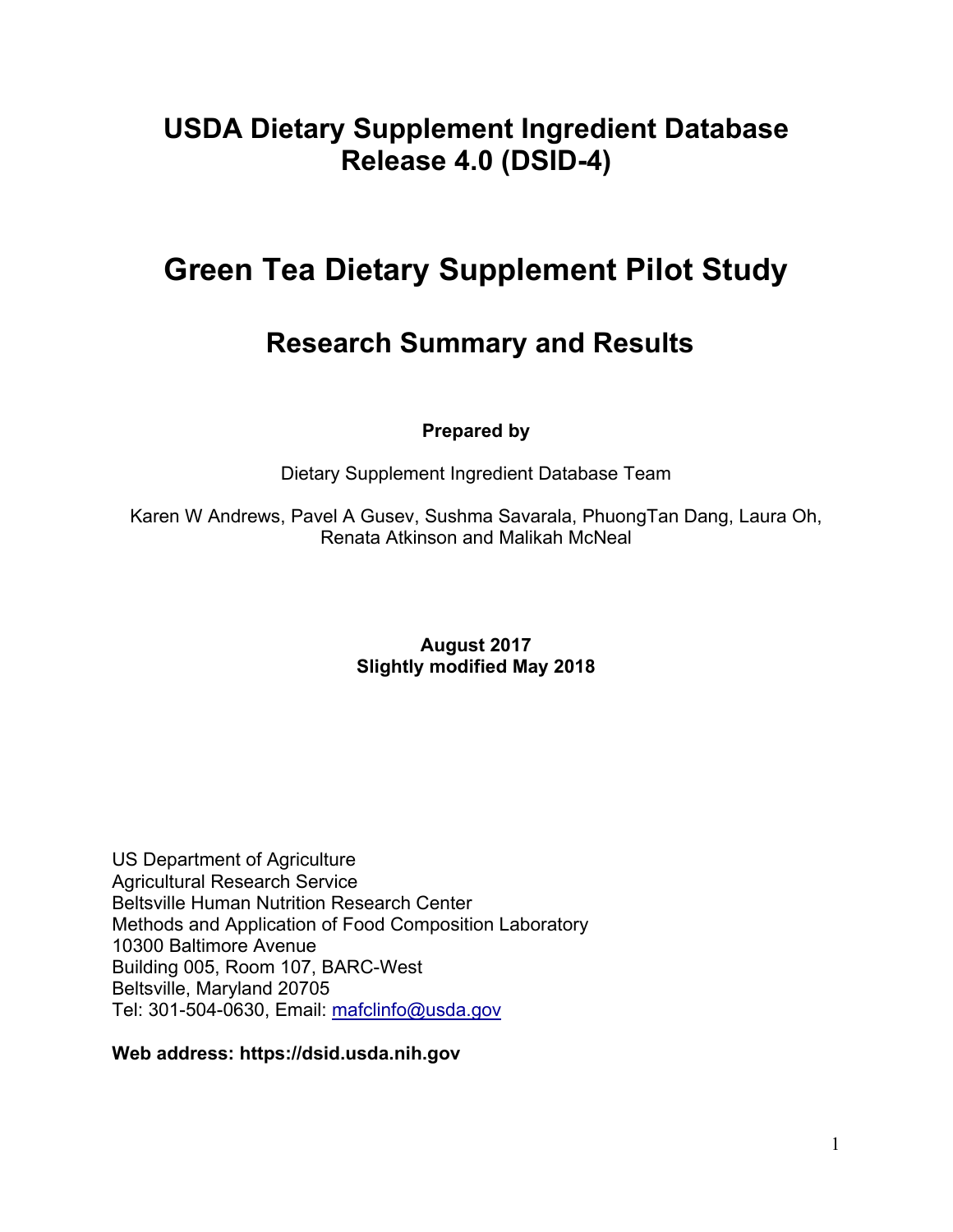# USDA Dietary Supplement Ingredient Database Release 4.0 (DSID-4)

# Green Tea Dietary Supplement Pilot Study

## Research Summary and Results

**Prepared by**

Dietary Supplement Ingredient Database Team

Karen W Andrews, Pavel A Gusev, Sushma Savarala, PhuongTan Dang, Laura Oh, Renata Atkinson and Malikah McNeal

**August 2017**
**Slightly modified May 2018**

US Department of Agriculture
Agricultural Research Service
Beltsville Human Nutrition Research Center
Methods and Application of Food Composition Laboratory
10300 Baltimore Avenue
Building 005, Room 107, BARC-West
Beltsville, Maryland 20705
Tel: 301-504-0630, Email: mafclinfo@usda.gov

**Web address: https://dsid.usda.nih.gov**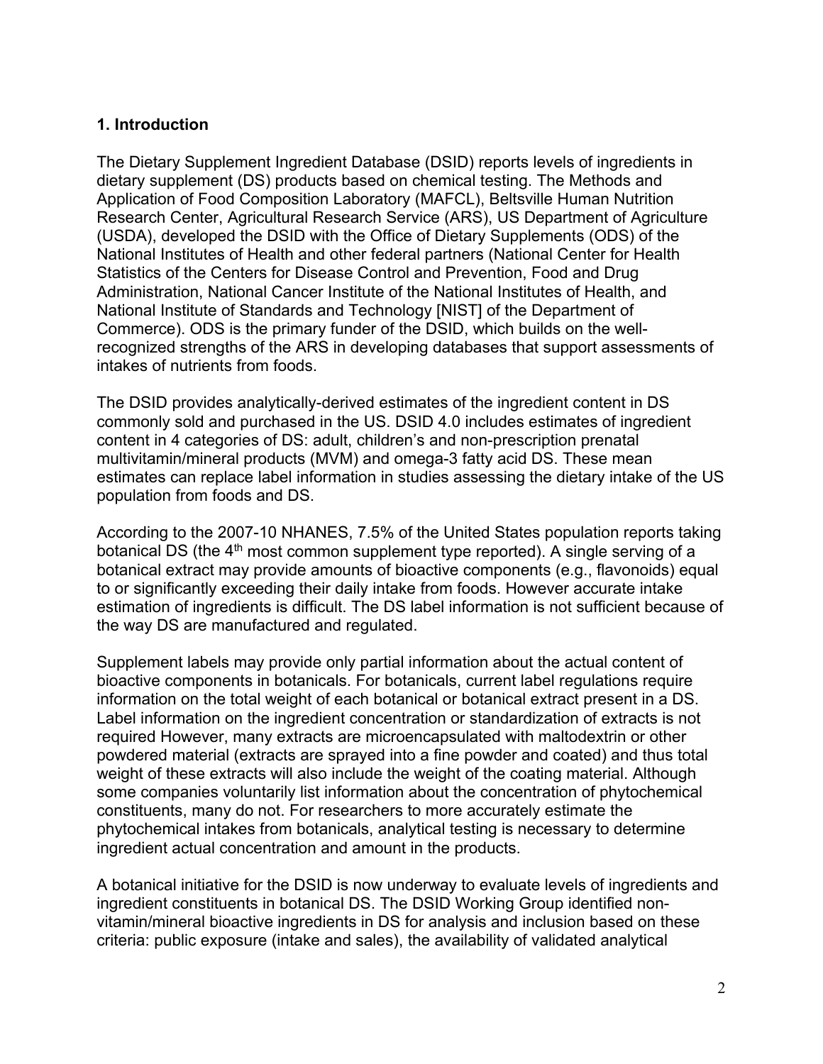## 1. Introduction

The Dietary Supplement Ingredient Database (DSID) reports levels of ingredients in dietary supplement (DS) products based on chemical testing. The Methods and Application of Food Composition Laboratory (MAFCL), Beltsville Human Nutrition Research Center, Agricultural Research Service (ARS), US Department of Agriculture (USDA), developed the DSID with the Office of Dietary Supplements (ODS) of the National Institutes of Health and other federal partners (National Center for Health Statistics of the Centers for Disease Control and Prevention, Food and Drug Administration, National Cancer Institute of the National Institutes of Health, and National Institute of Standards and Technology [NIST] of the Department of Commerce). ODS is the primary funder of the DSID, which builds on the well-recognized strengths of the ARS in developing databases that support assessments of intakes of nutrients from foods.

The DSID provides analytically-derived estimates of the ingredient content in DS commonly sold and purchased in the US. DSID 4.0 includes estimates of ingredient content in 4 categories of DS: adult, children's and non-prescription prenatal multivitamin/mineral products (MVM) and omega-3 fatty acid DS. These mean estimates can replace label information in studies assessing the dietary intake of the US population from foods and DS.

According to the 2007-10 NHANES, 7.5% of the United States population reports taking botanical DS (the 4th most common supplement type reported). A single serving of a botanical extract may provide amounts of bioactive components (e.g., flavonoids) equal to or significantly exceeding their daily intake from foods. However accurate intake estimation of ingredients is difficult. The DS label information is not sufficient because of the way DS are manufactured and regulated.

Supplement labels may provide only partial information about the actual content of bioactive components in botanicals. For botanicals, current label regulations require information on the total weight of each botanical or botanical extract present in a DS. Label information on the ingredient concentration or standardization of extracts is not required However, many extracts are microencapsulated with maltodextrin or other powdered material (extracts are sprayed into a fine powder and coated) and thus total weight of these extracts will also include the weight of the coating material. Although some companies voluntarily list information about the concentration of phytochemical constituents, many do not. For researchers to more accurately estimate the phytochemical intakes from botanicals, analytical testing is necessary to determine ingredient actual concentration and amount in the products.

A botanical initiative for the DSID is now underway to evaluate levels of ingredients and ingredient constituents in botanical DS. The DSID Working Group identified non-vitamin/mineral bioactive ingredients in DS for analysis and inclusion based on these criteria: public exposure (intake and sales), the availability of validated analytical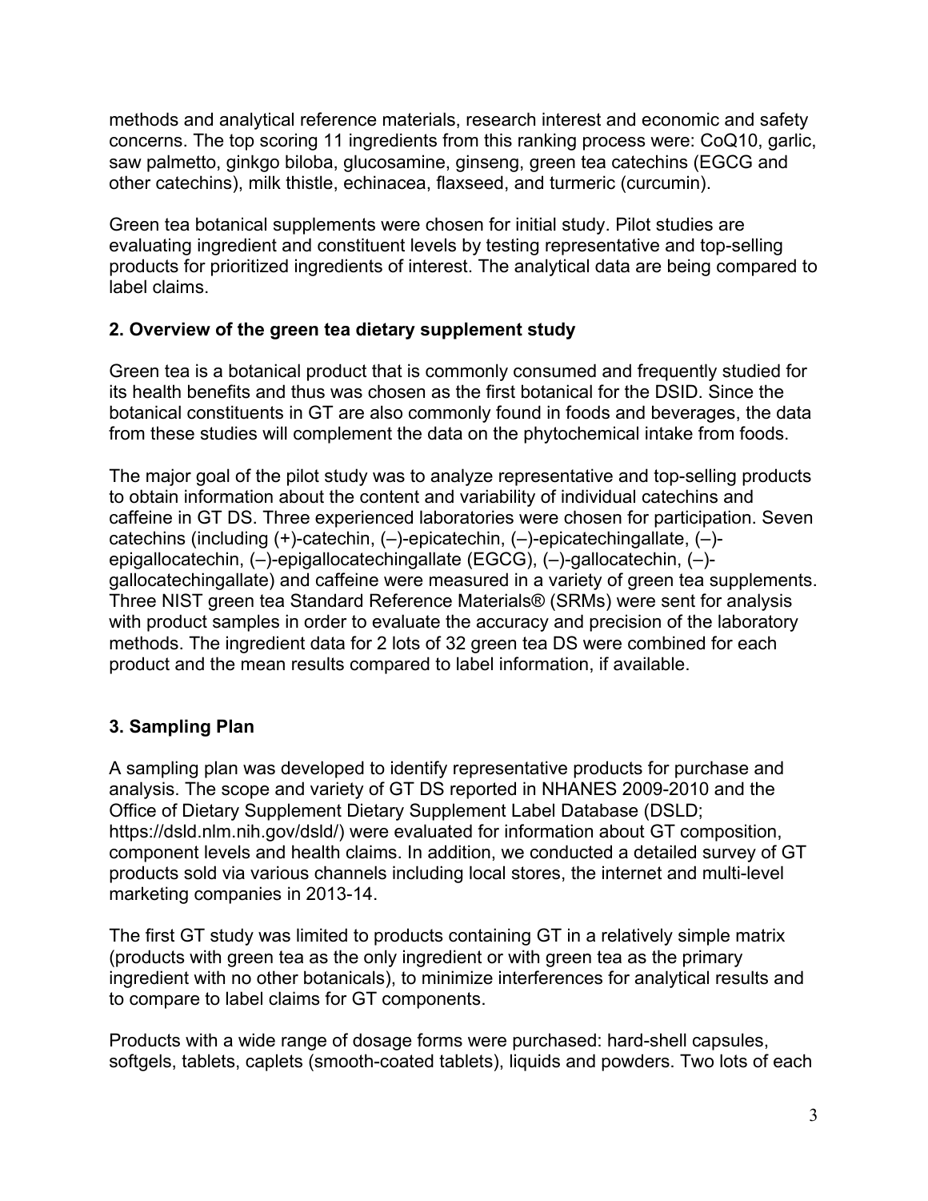methods and analytical reference materials, research interest and economic and safety concerns. The top scoring 11 ingredients from this ranking process were: CoQ10, garlic, saw palmetto, ginkgo biloba, glucosamine, ginseng, green tea catechins (EGCG and other catechins), milk thistle, echinacea, flaxseed, and turmeric (curcumin).

Green tea botanical supplements were chosen for initial study. Pilot studies are evaluating ingredient and constituent levels by testing representative and top-selling products for prioritized ingredients of interest. The analytical data are being compared to label claims.

## 2. Overview of the green tea dietary supplement study

Green tea is a botanical product that is commonly consumed and frequently studied for its health benefits and thus was chosen as the first botanical for the DSID. Since the botanical constituents in GT are also commonly found in foods and beverages, the data from these studies will complement the data on the phytochemical intake from foods.

The major goal of the pilot study was to analyze representative and top-selling products to obtain information about the content and variability of individual catechins and caffeine in GT DS. Three experienced laboratories were chosen for participation. Seven catechins (including (+)-catechin, (–)-epicatechin, (–)-epicatechingallate, (–)-epigallocatechin, (–)-epigallocatechingallate (EGCG), (–)-gallocatechin, (–)-gallocatechingallate) and caffeine were measured in a variety of green tea supplements. Three NIST green tea Standard Reference Materials® (SRMs) were sent for analysis with product samples in order to evaluate the accuracy and precision of the laboratory methods. The ingredient data for 2 lots of 32 green tea DS were combined for each product and the mean results compared to label information, if available.

## 3. Sampling Plan

A sampling plan was developed to identify representative products for purchase and analysis. The scope and variety of GT DS reported in NHANES 2009-2010 and the Office of Dietary Supplement Dietary Supplement Label Database (DSLD; https://dsld.nlm.nih.gov/dsld/) were evaluated for information about GT composition, component levels and health claims. In addition, we conducted a detailed survey of GT products sold via various channels including local stores, the internet and multi-level marketing companies in 2013-14.

The first GT study was limited to products containing GT in a relatively simple matrix (products with green tea as the only ingredient or with green tea as the primary ingredient with no other botanicals), to minimize interferences for analytical results and to compare to label claims for GT components.

Products with a wide range of dosage forms were purchased: hard-shell capsules, softgels, tablets, caplets (smooth-coated tablets), liquids and powders. Two lots of each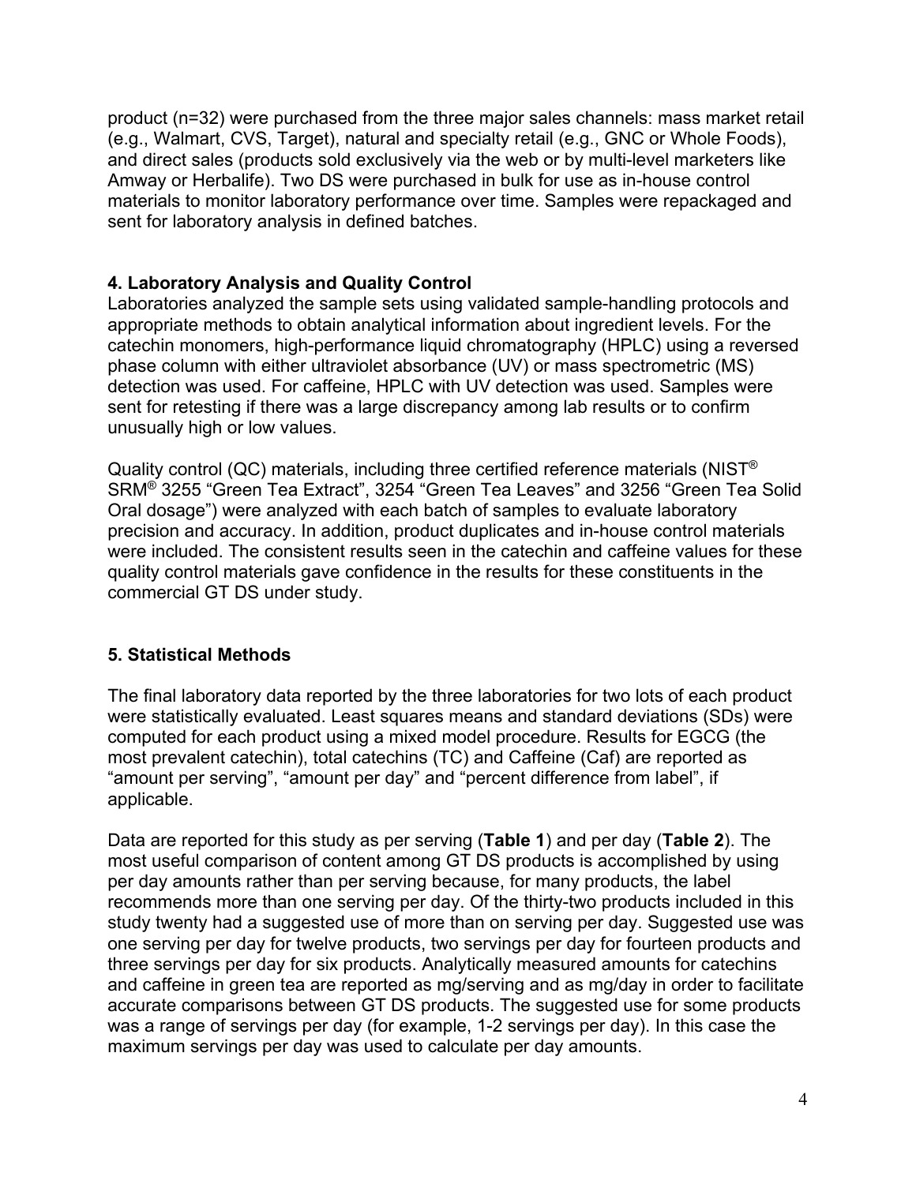product (n=32) were purchased from the three major sales channels: mass market retail (e.g., Walmart, CVS, Target), natural and specialty retail (e.g., GNC or Whole Foods), and direct sales (products sold exclusively via the web or by multi-level marketers like Amway or Herbalife). Two DS were purchased in bulk for use as in-house control materials to monitor laboratory performance over time. Samples were repackaged and sent for laboratory analysis in defined batches.

### 4. Laboratory Analysis and Quality Control

Laboratories analyzed the sample sets using validated sample-handling protocols and appropriate methods to obtain analytical information about ingredient levels. For the catechin monomers, high-performance liquid chromatography (HPLC) using a reversed phase column with either ultraviolet absorbance (UV) or mass spectrometric (MS) detection was used. For caffeine, HPLC with UV detection was used. Samples were sent for retesting if there was a large discrepancy among lab results or to confirm unusually high or low values.

Quality control (QC) materials, including three certified reference materials (NIST® SRM® 3255 "Green Tea Extract", 3254 "Green Tea Leaves" and 3256 "Green Tea Solid Oral dosage") were analyzed with each batch of samples to evaluate laboratory precision and accuracy. In addition, product duplicates and in-house control materials were included. The consistent results seen in the catechin and caffeine values for these quality control materials gave confidence in the results for these constituents in the commercial GT DS under study.

### 5. Statistical Methods

The final laboratory data reported by the three laboratories for two lots of each product were statistically evaluated. Least squares means and standard deviations (SDs) were computed for each product using a mixed model procedure. Results for EGCG (the most prevalent catechin), total catechins (TC) and Caffeine (Caf) are reported as "amount per serving", "amount per day" and "percent difference from label", if applicable.

Data are reported for this study as per serving (**Table 1**) and per day (**Table 2**). The most useful comparison of content among GT DS products is accomplished by using per day amounts rather than per serving because, for many products, the label recommends more than one serving per day. Of the thirty-two products included in this study twenty had a suggested use of more than on serving per day. Suggested use was one serving per day for twelve products, two servings per day for fourteen products and three servings per day for six products. Analytically measured amounts for catechins and caffeine in green tea are reported as mg/serving and as mg/day in order to facilitate accurate comparisons between GT DS products. The suggested use for some products was a range of servings per day (for example, 1-2 servings per day). In this case the maximum servings per day was used to calculate per day amounts.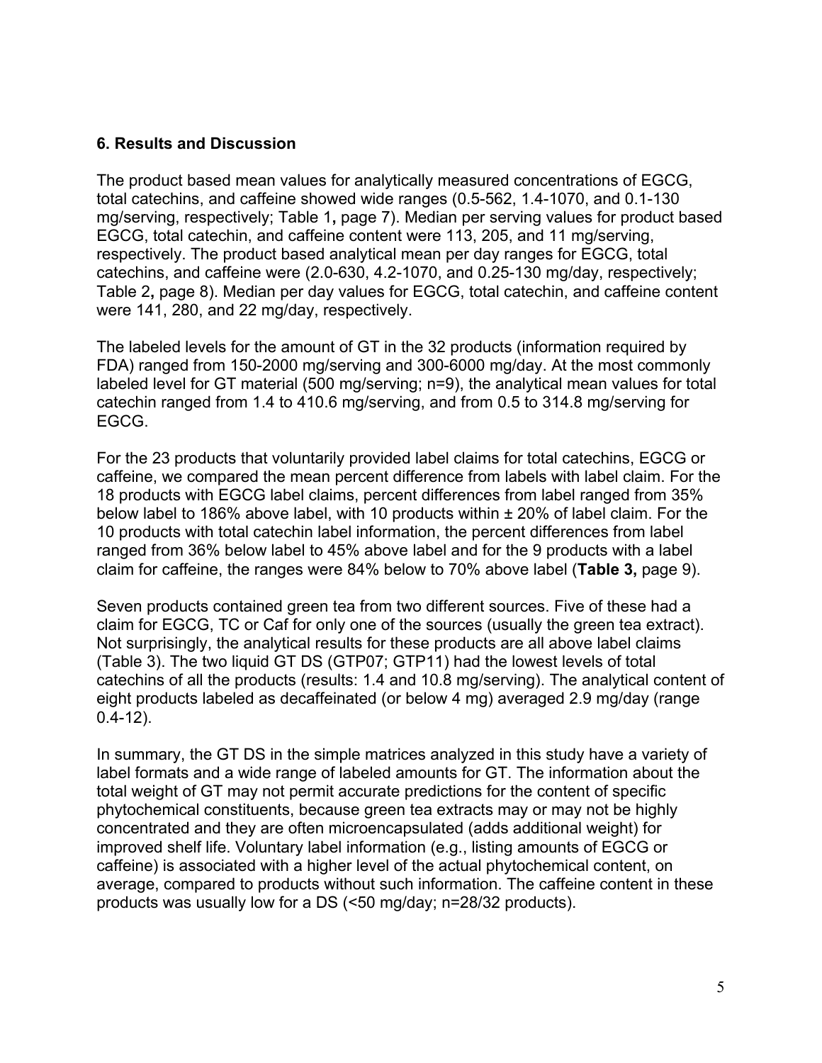## 6. Results and Discussion

The product based mean values for analytically measured concentrations of EGCG, total catechins, and caffeine showed wide ranges (0.5-562, 1.4-1070, and 0.1-130 mg/serving, respectively; Table 1**,** page 7). Median per serving values for product based EGCG, total catechin, and caffeine content were 113, 205, and 11 mg/serving, respectively. The product based analytical mean per day ranges for EGCG, total catechins, and caffeine were (2.0-630, 4.2-1070, and 0.25-130 mg/day, respectively; Table 2**,** page 8). Median per day values for EGCG, total catechin, and caffeine content were 141, 280, and 22 mg/day, respectively.

The labeled levels for the amount of GT in the 32 products (information required by FDA) ranged from 150-2000 mg/serving and 300-6000 mg/day. At the most commonly labeled level for GT material (500 mg/serving; n=9), the analytical mean values for total catechin ranged from 1.4 to 410.6 mg/serving, and from 0.5 to 314.8 mg/serving for EGCG.

For the 23 products that voluntarily provided label claims for total catechins, EGCG or caffeine, we compared the mean percent difference from labels with label claim. For the 18 products with EGCG label claims, percent differences from label ranged from 35% below label to 186% above label, with 10 products within ± 20% of label claim. For the 10 products with total catechin label information, the percent differences from label ranged from 36% below label to 45% above label and for the 9 products with a label claim for caffeine, the ranges were 84% below to 70% above label (**Table 3,** page 9).

Seven products contained green tea from two different sources. Five of these had a claim for EGCG, TC or Caf for only one of the sources (usually the green tea extract). Not surprisingly, the analytical results for these products are all above label claims (Table 3). The two liquid GT DS (GTP07; GTP11) had the lowest levels of total catechins of all the products (results: 1.4 and 10.8 mg/serving). The analytical content of eight products labeled as decaffeinated (or below 4 mg) averaged 2.9 mg/day (range 0.4-12).

In summary, the GT DS in the simple matrices analyzed in this study have a variety of label formats and a wide range of labeled amounts for GT. The information about the total weight of GT may not permit accurate predictions for the content of specific phytochemical constituents, because green tea extracts may or may not be highly concentrated and they are often microencapsulated (adds additional weight) for improved shelf life. Voluntary label information (e.g., listing amounts of EGCG or caffeine) is associated with a higher level of the actual phytochemical content, on average, compared to products without such information. The caffeine content in these products was usually low for a DS (<50 mg/day; n=28/32 products).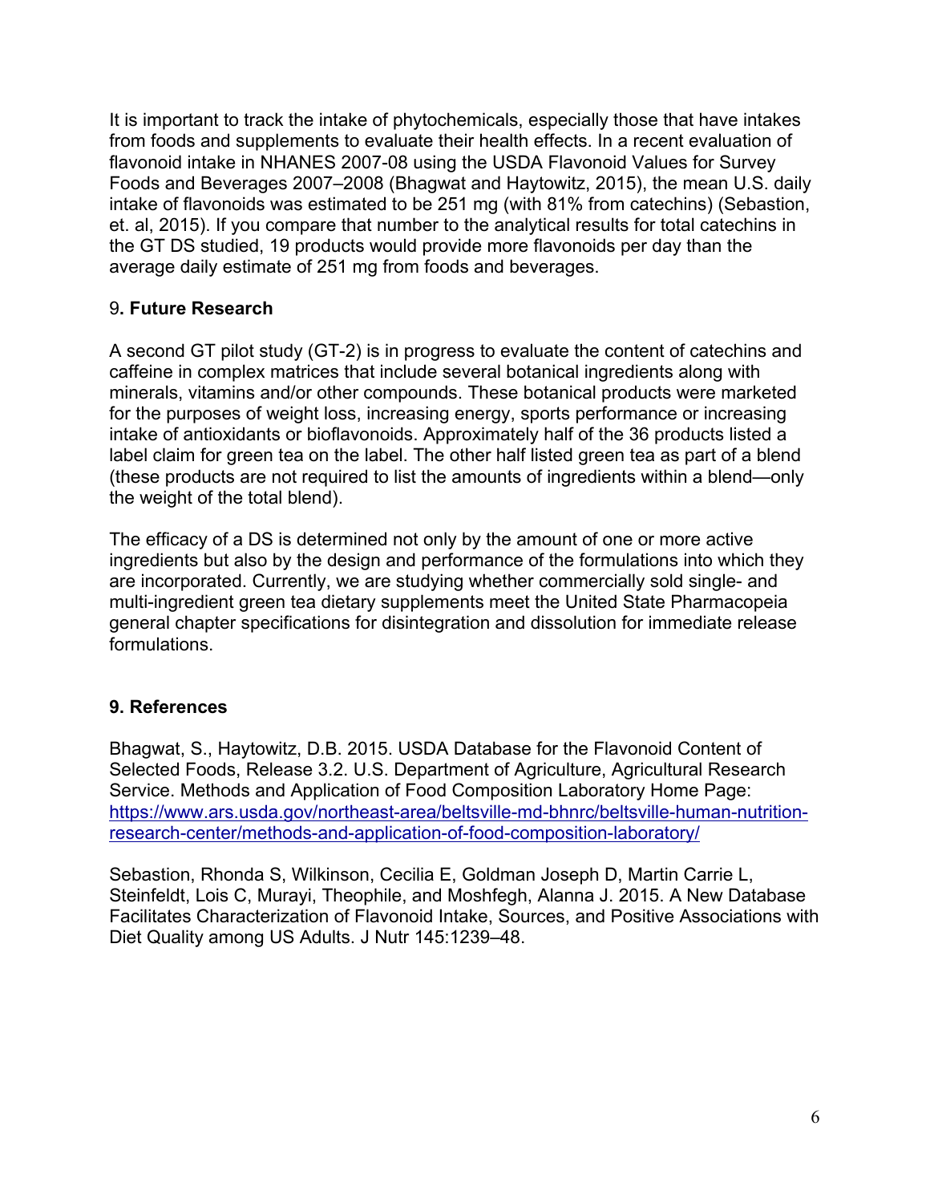It is important to track the intake of phytochemicals, especially those that have intakes from foods and supplements to evaluate their health effects. In a recent evaluation of flavonoid intake in NHANES 2007-08 using the USDA Flavonoid Values for Survey Foods and Beverages 2007–2008 (Bhagwat and Haytowitz, 2015), the mean U.S. daily intake of flavonoids was estimated to be 251 mg (with 81% from catechins) (Sebastion, et. al, 2015). If you compare that number to the analytical results for total catechins in the GT DS studied, 19 products would provide more flavonoids per day than the average daily estimate of 251 mg from foods and beverages.

## 9. **Future Research**

A second GT pilot study (GT-2) is in progress to evaluate the content of catechins and caffeine in complex matrices that include several botanical ingredients along with minerals, vitamins and/or other compounds. These botanical products were marketed for the purposes of weight loss, increasing energy, sports performance or increasing intake of antioxidants or bioflavonoids. Approximately half of the 36 products listed a label claim for green tea on the label. The other half listed green tea as part of a blend (these products are not required to list the amounts of ingredients within a blend—only the weight of the total blend).

The efficacy of a DS is determined not only by the amount of one or more active ingredients but also by the design and performance of the formulations into which they are incorporated. Currently, we are studying whether commercially sold single- and multi-ingredient green tea dietary supplements meet the United State Pharmacopeia general chapter specifications for disintegration and dissolution for immediate release formulations.

## 9. References

Bhagwat, S., Haytowitz, D.B. 2015. USDA Database for the Flavonoid Content of Selected Foods, Release 3.2. U.S. Department of Agriculture, Agricultural Research Service. Methods and Application of Food Composition Laboratory Home Page: https://www.ars.usda.gov/northeast-area/beltsville-md-bhnrc/beltsville-human-nutrition-research-center/methods-and-application-of-food-composition-laboratory/

Sebastion, Rhonda S, Wilkinson, Cecilia E, Goldman Joseph D, Martin Carrie L, Steinfeldt, Lois C, Murayi, Theophile, and Moshfegh, Alanna J. 2015. A New Database Facilitates Characterization of Flavonoid Intake, Sources, and Positive Associations with Diet Quality among US Adults. J Nutr 145:1239–48.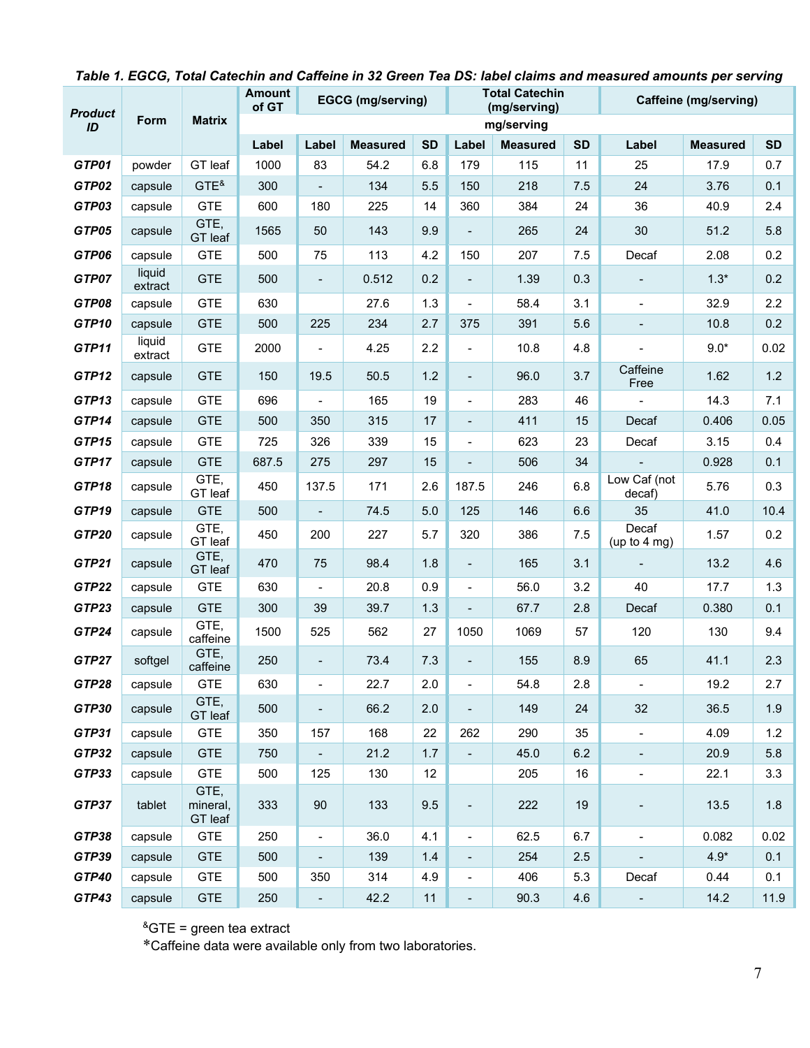***Table 1. EGCG, Total Catechin and Caffeine in 32 Green Tea DS: label claims and measured amounts per serving***

| Product ID | Form | Matrix | Amount of GT | EGCG (mg/serving) | | | Total Catechin (mg/serving) | | | Caffeine (mg/serving) | | |
|---|---|---|---|---|---|---|---|---|---|---|---|---|
| | | | mg/serving | | | | | | | | | |
| | | | Label | Label | Measured | SD | Label | Measured | SD | Label | Measured | SD |
| ***GTP01*** | powder | GT leaf | 1000 | 83 | 54.2 | 6.8 | 179 | 115 | 11 | 25 | 17.9 | 0.7 |
| ***GTP02*** | capsule | GTE[&] | 300 | - | 134 | 5.5 | 150 | 218 | 7.5 | 24 | 3.76 | 0.1 |
| ***GTP03*** | capsule | GTE | 600 | 180 | 225 | 14 | 360 | 384 | 24 | 36 | 40.9 | 2.4 |
| ***GTP05*** | capsule | GTE, GT leaf | 1565 | 50 | 143 | 9.9 | - | 265 | 24 | 30 | 51.2 | 5.8 |
| ***GTP06*** | capsule | GTE | 500 | 75 | 113 | 4.2 | 150 | 207 | 7.5 | Decaf | 2.08 | 0.2 |
| ***GTP07*** | liquid extract | GTE | 500 | - | 0.512 | 0.2 | - | 1.39 | 0.3 | - | 1.3* | 0.2 |
| ***GTP08*** | capsule | GTE | 630 | | 27.6 | 1.3 | - | 58.4 | 3.1 | - | 32.9 | 2.2 |
| ***GTP10*** | capsule | GTE | 500 | 225 | 234 | 2.7 | 375 | 391 | 5.6 | - | 10.8 | 0.2 |
| ***GTP11*** | liquid extract | GTE | 2000 | - | 4.25 | 2.2 | - | 10.8 | 4.8 | - | 9.0* | 0.02 |
| ***GTP12*** | capsule | GTE | 150 | 19.5 | 50.5 | 1.2 | - | 96.0 | 3.7 | Caffeine Free | 1.62 | 1.2 |
| ***GTP13*** | capsule | GTE | 696 | - | 165 | 19 | - | 283 | 46 | - | 14.3 | 7.1 |
| ***GTP14*** | capsule | GTE | 500 | 350 | 315 | 17 | - | 411 | 15 | Decaf | 0.406 | 0.05 |
| ***GTP15*** | capsule | GTE | 725 | 326 | 339 | 15 | - | 623 | 23 | Decaf | 3.15 | 0.4 |
| ***GTP17*** | capsule | GTE | 687.5 | 275 | 297 | 15 | - | 506 | 34 | - | 0.928 | 0.1 |
| ***GTP18*** | capsule | GTE, GT leaf | 450 | 137.5 | 171 | 2.6 | 187.5 | 246 | 6.8 | Low Caf (not decaf) | 5.76 | 0.3 |
| ***GTP19*** | capsule | GTE | 500 | - | 74.5 | 5.0 | 125 | 146 | 6.6 | 35 | 41.0 | 10.4 |
| ***GTP20*** | capsule | GTE, GT leaf | 450 | 200 | 227 | 5.7 | 320 | 386 | 7.5 | Decaf (up to 4 mg) | 1.57 | 0.2 |
| ***GTP21*** | capsule | GTE, GT leaf | 470 | 75 | 98.4 | 1.8 | - | 165 | 3.1 | - | 13.2 | 4.6 |
| ***GTP22*** | capsule | GTE | 630 | - | 20.8 | 0.9 | - | 56.0 | 3.2 | 40 | 17.7 | 1.3 |
| ***GTP23*** | capsule | GTE | 300 | 39 | 39.7 | 1.3 | - | 67.7 | 2.8 | Decaf | 0.380 | 0.1 |
| ***GTP24*** | capsule | GTE, caffeine | 1500 | 525 | 562 | 27 | 1050 | 1069 | 57 | 120 | 130 | 9.4 |
| ***GTP27*** | softgel | GTE, caffeine | 250 | - | 73.4 | 7.3 | - | 155 | 8.9 | 65 | 41.1 | 2.3 |
| ***GTP28*** | capsule | GTE | 630 | - | 22.7 | 2.0 | - | 54.8 | 2.8 | - | 19.2 | 2.7 |
| ***GTP30*** | capsule | GTE, GT leaf | 500 | - | 66.2 | 2.0 | - | 149 | 24 | 32 | 36.5 | 1.9 |
| ***GTP31*** | capsule | GTE | 350 | 157 | 168 | 22 | 262 | 290 | 35 | - | 4.09 | 1.2 |
| ***GTP32*** | capsule | GTE | 750 | - | 21.2 | 1.7 | - | 45.0 | 6.2 | - | 20.9 | 5.8 |
| ***GTP33*** | capsule | GTE | 500 | 125 | 130 | 12 | | 205 | 16 | - | 22.1 | 3.3 |
| ***GTP37*** | tablet | GTE, mineral, GT leaf | 333 | 90 | 133 | 9.5 | - | 222 | 19 | - | 13.5 | 1.8 |
| ***GTP38*** | capsule | GTE | 250 | - | 36.0 | 4.1 | - | 62.5 | 6.7 | - | 0.082 | 0.02 |
| ***GTP39*** | capsule | GTE | 500 | - | 139 | 1.4 | - | 254 | 2.5 | - | 4.9* | 0.1 |
| ***GTP40*** | capsule | GTE | 500 | 350 | 314 | 4.9 | - | 406 | 5.3 | Decaf | 0.44 | 0.1 |
| ***GTP43*** | capsule | GTE | 250 | - | 42.2 | 11 | - | 90.3 | 4.6 | - | 14.2 | 11.9 |

[&]GTE = green tea extract

*Caffeine data were available only from two laboratories.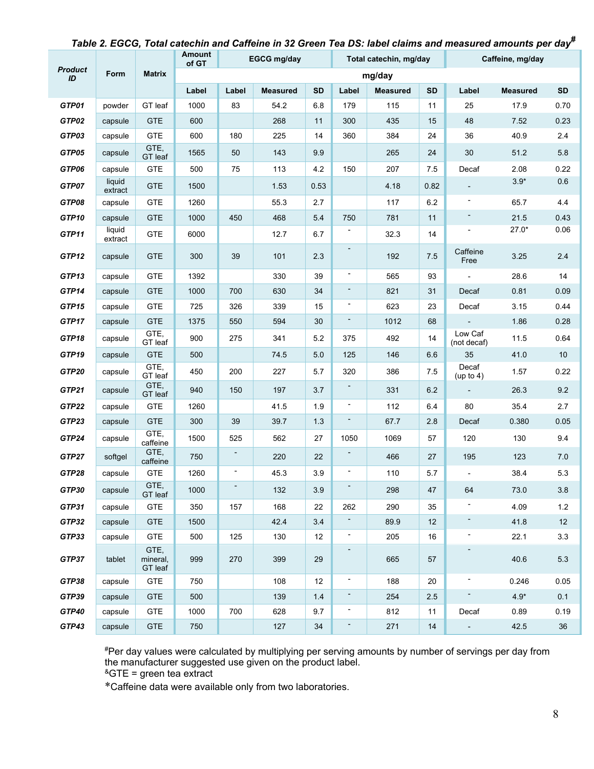*Table 2. EGCG, Total catechin and Caffeine in 32 Green Tea DS: label claims and measured amounts per day[#]*

| Product ID | Form | Matrix | Amount of GT | EGCG mg/day | | | Total catechin, mg/day | | | Caffeine, mg/day | | |
|---|---|---|---|---|---|---|---|---|---|---|---|---|
| | | | mg/day | | | | | | | | | |
| | | | Label | Label | Measured | SD | Label | Measured | SD | Label | Measured | SD |
| **GTP01** | powder | GT leaf | 1000 | 83 | 54.2 | 6.8 | 179 | 115 | 11 | 25 | 17.9 | 0.70 |
| **GTP02** | capsule | GTE | 600 | | 268 | 11 | 300 | 435 | 15 | 48 | 7.52 | 0.23 |
| **GTP03** | capsule | GTE | 600 | 180 | 225 | 14 | 360 | 384 | 24 | 36 | 40.9 | 2.4 |
| **GTP05** | capsule | GTE, GT leaf | 1565 | 50 | 143 | 9.9 | | 265 | 24 | 30 | 51.2 | 5.8 |
| **GTP06** | capsule | GTE | 500 | 75 | 113 | 4.2 | 150 | 207 | 7.5 | Decaf | 2.08 | 0.22 |
| **GTP07** | liquid extract | GTE | 1500 | | 1.53 | 0.53 | | 4.18 | 0.82 | - | 3.9* | 0.6 |
| **GTP08** | capsule | GTE | 1260 | | 55.3 | 2.7 | | 117 | 6.2 | - | 65.7 | 4.4 |
| **GTP10** | capsule | GTE | 1000 | 450 | 468 | 5.4 | 750 | 781 | 11 | - | 21.5 | 0.43 |
| **GTP11** | liquid extract | GTE | 6000 | | 12.7 | 6.7 | - | 32.3 | 14 | - | 27.0* | 0.06 |
| **GTP12** | capsule | GTE | 300 | 39 | 101 | 2.3 | - | 192 | 7.5 | Caffeine Free | 3.25 | 2.4 |
| **GTP13** | capsule | GTE | 1392 | | 330 | 39 | - | 565 | 93 | - | 28.6 | 14 |
| **GTP14** | capsule | GTE | 1000 | 700 | 630 | 34 | - | 821 | 31 | Decaf | 0.81 | 0.09 |
| **GTP15** | capsule | GTE | 725 | 326 | 339 | 15 | - | 623 | 23 | Decaf | 3.15 | 0.44 |
| **GTP17** | capsule | GTE | 1375 | 550 | 594 | 30 | - | 1012 | 68 | - | 1.86 | 0.28 |
| **GTP18** | capsule | GTE, GT leaf | 900 | 275 | 341 | 5.2 | 375 | 492 | 14 | Low Caf (not decaf) | 11.5 | 0.64 |
| **GTP19** | capsule | GTE | 500 | | 74.5 | 5.0 | 125 | 146 | 6.6 | 35 | 41.0 | 10 |
| **GTP20** | capsule | GTE, GT leaf | 450 | 200 | 227 | 5.7 | 320 | 386 | 7.5 | Decaf (up to 4) | 1.57 | 0.22 |
| **GTP21** | capsule | GTE, GT leaf | 940 | 150 | 197 | 3.7 | - | 331 | 6.2 | - | 26.3 | 9.2 |
| **GTP22** | capsule | GTE | 1260 | | 41.5 | 1.9 | - | 112 | 6.4 | 80 | 35.4 | 2.7 |
| **GTP23** | capsule | GTE | 300 | 39 | 39.7 | 1.3 | - | 67.7 | 2.8 | Decaf | 0.380 | 0.05 |
| **GTP24** | capsule | GTE, caffeine | 1500 | 525 | 562 | 27 | 1050 | 1069 | 57 | 120 | 130 | 9.4 |
| **GTP27** | softgel | GTE, caffeine | 750 | - | 220 | 22 | - | 466 | 27 | 195 | 123 | 7.0 |
| **GTP28** | capsule | GTE | 1260 | - | 45.3 | 3.9 | - | 110 | 5.7 | - | 38.4 | 5.3 |
| **GTP30** | capsule | GTE, GT leaf | 1000 | - | 132 | 3.9 | - | 298 | 47 | 64 | 73.0 | 3.8 |
| **GTP31** | capsule | GTE | 350 | 157 | 168 | 22 | 262 | 290 | 35 | - | 4.09 | 1.2 |
| **GTP32** | capsule | GTE | 1500 | | 42.4 | 3.4 | - | 89.9 | 12 | - | 41.8 | 12 |
| **GTP33** | capsule | GTE | 500 | 125 | 130 | 12 | - | 205 | 16 | - | 22.1 | 3.3 |
| **GTP37** | tablet | GTE, mineral, GT leaf | 999 | 270 | 399 | 29 | - | 665 | 57 | - | 40.6 | 5.3 |
| **GTP38** | capsule | GTE | 750 | | 108 | 12 | - | 188 | 20 | - | 0.246 | 0.05 |
| **GTP39** | capsule | GTE | 500 | | 139 | 1.4 | - | 254 | 2.5 | - | 4.9* | 0.1 |
| **GTP40** | capsule | GTE | 1000 | 700 | 628 | 9.7 | - | 812 | 11 | Decaf | 0.89 | 0.19 |
| **GTP43** | capsule | GTE | 750 | | 127 | 34 | - | 271 | 14 | - | 42.5 | 36 |

[#]Per day values were calculated by multiplying per serving amounts by number of servings per day from the manufacturer suggested use given on the product label.

[&]GTE = green tea extract

*Caffeine data were available only from two laboratories.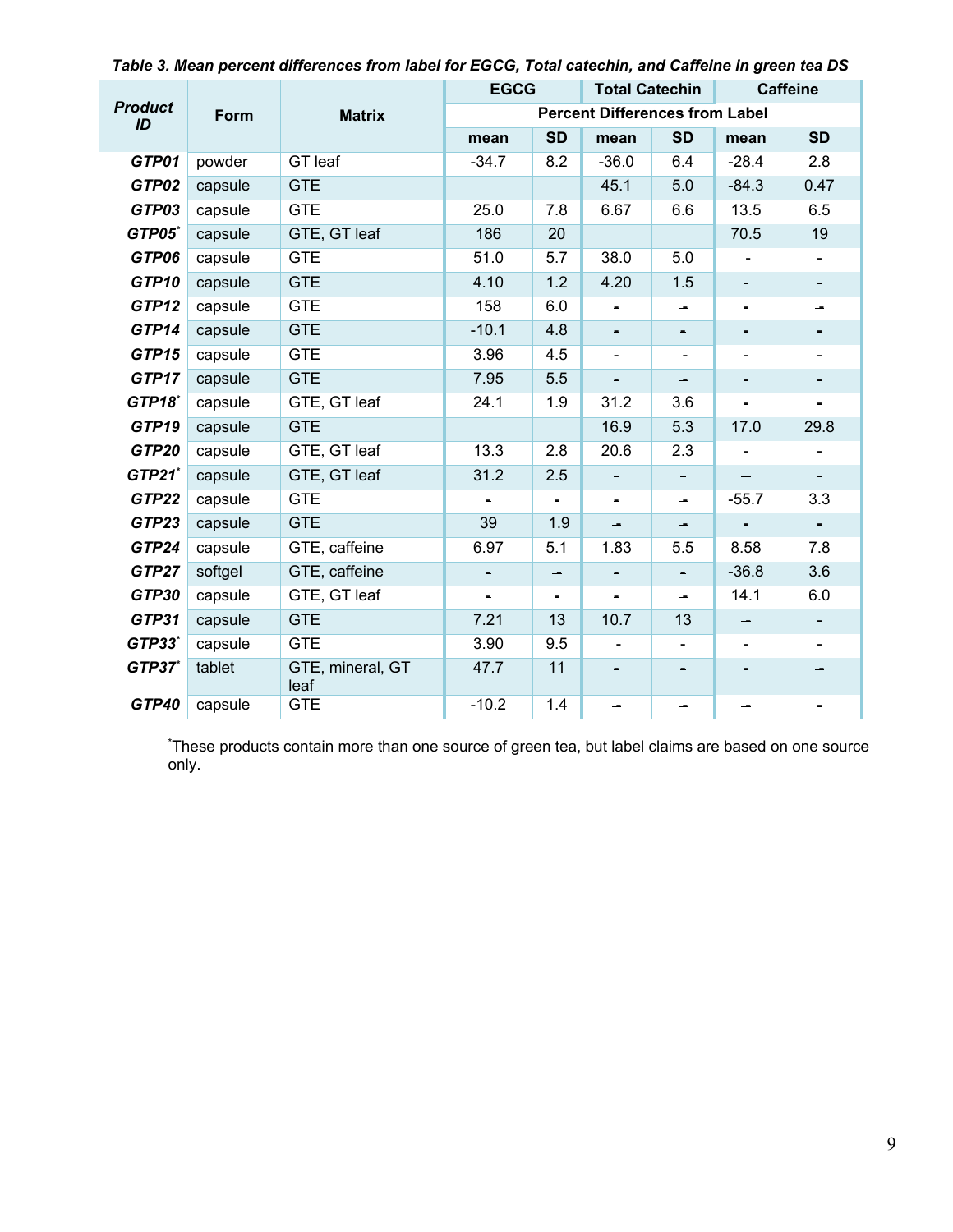***Table 3. Mean percent differences from label for EGCG, Total catechin, and Caffeine in green tea DS***

| Product ID | Form | Matrix | EGCG | | Total Catechin | | Caffeine | |
|---|---|---|---|---|---|---|---|---|
| | | | Percent Differences from Label | | | | | |
| | | | mean | SD | mean | SD | mean | SD |
| ***GTP01*** | powder | GT leaf | -34.7 | 8.2 | -36.0 | 6.4 | -28.4 | 2.8 |
| ***GTP02*** | capsule | GTE | | | 45.1 | 5.0 | -84.3 | 0.47 |
| ***GTP03*** | capsule | GTE | 25.0 | 7.8 | 6.67 | 6.6 | 13.5 | 6.5 |
| ***GTP05**** | capsule | GTE, GT leaf | 186 | 20 | | | 70.5 | 19 |
| ***GTP06*** | capsule | GTE | 51.0 | 5.7 | 38.0 | 5.0 | - | - |
| ***GTP10*** | capsule | GTE | 4.10 | 1.2 | 4.20 | 1.5 | - | - |
| ***GTP12*** | capsule | GTE | 158 | 6.0 | - | - | - | - |
| ***GTP14*** | capsule | GTE | -10.1 | 4.8 | - | - | - | - |
| ***GTP15*** | capsule | GTE | 3.96 | 4.5 | - | - | - | - |
| ***GTP17*** | capsule | GTE | 7.95 | 5.5 | - | - | - | - |
| ***GTP18**** | capsule | GTE, GT leaf | 24.1 | 1.9 | 31.2 | 3.6 | - | - |
| ***GTP19*** | capsule | GTE | | | 16.9 | 5.3 | 17.0 | 29.8 |
| ***GTP20*** | capsule | GTE, GT leaf | 13.3 | 2.8 | 20.6 | 2.3 | - | - |
| ***GTP21**** | capsule | GTE, GT leaf | 31.2 | 2.5 | - | - | - | - |
| ***GTP22*** | capsule | GTE | - | - | - | - | -55.7 | 3.3 |
| ***GTP23*** | capsule | GTE | 39 | 1.9 | - | - | - | - |
| ***GTP24*** | capsule | GTE, caffeine | 6.97 | 5.1 | 1.83 | 5.5 | 8.58 | 7.8 |
| ***GTP27*** | softgel | GTE, caffeine | - | - | - | - | -36.8 | 3.6 |
| ***GTP30*** | capsule | GTE, GT leaf | - | - | - | - | 14.1 | 6.0 |
| ***GTP31*** | capsule | GTE | 7.21 | 13 | 10.7 | 13 | - | - |
| ***GTP33**** | capsule | GTE | 3.90 | 9.5 | - | - | - | - |
| ***GTP37**** | tablet | GTE, mineral, GT leaf | 47.7 | 11 | - | - | - | - |
| ***GTP40*** | capsule | GTE | -10.2 | 1.4 | - | - | - | - |

*These products contain more than one source of green tea, but label claims are based on one source only.